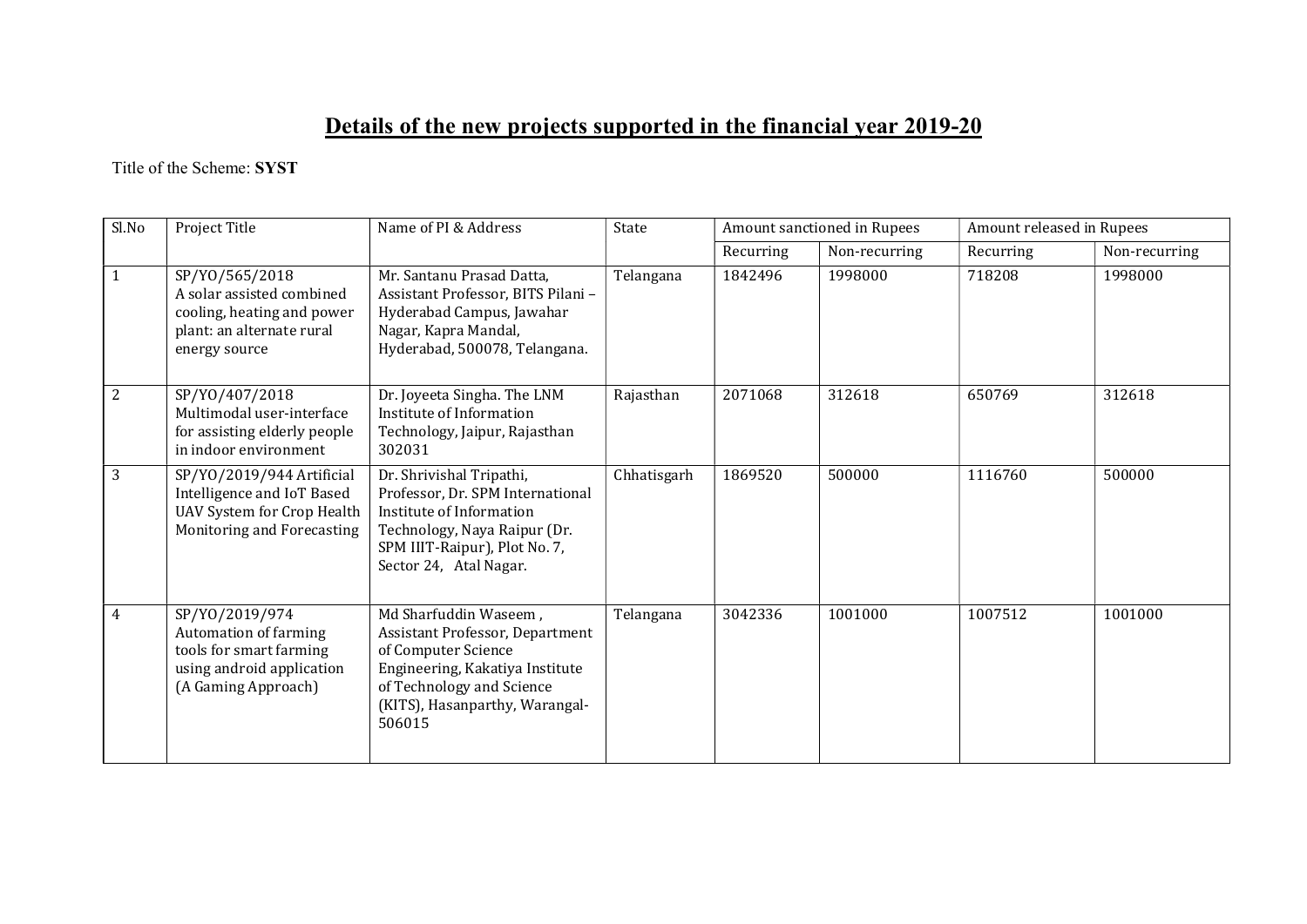# Details of the new projects supported in the financial year 2019-20

Title of the Scheme: **SYST**

| Sl.No | Project Title | Name of PI & Address | State | Amount sanctioned in Rupees | | Amount released in Rupees | |
|---|---|---|---|---|---|---|---|
| | | | | Recurring | Non-recurring | Recurring | Non-recurring |
| 1 | SP/YO/565/2018 A solar assisted combined cooling, heating and power plant: an alternate rural energy source | Mr. Santanu Prasad Datta, Assistant Professor, BITS Pilani – Hyderabad Campus, Jawahar Nagar, Kapra Mandal, Hyderabad, 500078, Telangana. | Telangana | 1842496 | 1998000 | 718208 | 1998000 |
| 2 | SP/YO/407/2018 Multimodal user-interface for assisting elderly people in indoor environment | Dr. Joyeeta Singha. The LNM Institute of Information Technology, Jaipur, Rajasthan 302031 | Rajasthan | 2071068 | 312618 | 650769 | 312618 |
| 3 | SP/YO/2019/944 Artificial Intelligence and IoT Based UAV System for Crop Health Monitoring and Forecasting | Dr. Shrivishal Tripathi, Professor, Dr. SPM International Institute of Information Technology, Naya Raipur (Dr. SPM IIIT-Raipur), Plot No. 7, Sector 24, Atal Nagar. | Chhatisgarh | 1869520 | 500000 | 1116760 | 500000 |
| 4 | SP/YO/2019/974 Automation of farming tools for smart farming using android application (A Gaming Approach) | Md Sharfuddin Waseem , Assistant Professor, Department of Computer Science Engineering, Kakatiya Institute of Technology and Science (KITS), Hasanparthy, Warangal-506015 | Telangana | 3042336 | 1001000 | 1007512 | 1001000 |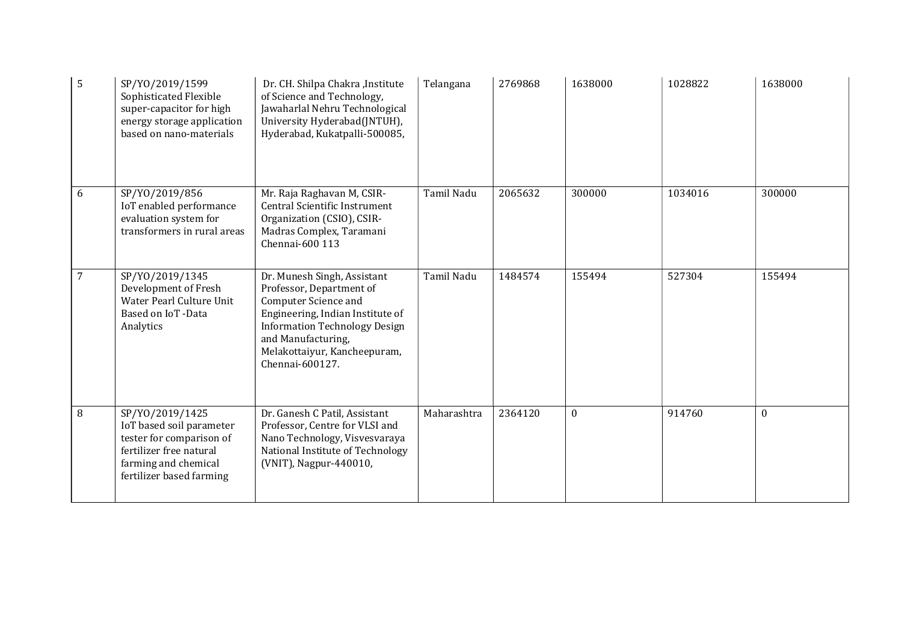| | | | | | | | |
|---|---|---|---|---|---|---|---|
| 5 | SP/YO/2019/1599 Sophisticated Flexible super-capacitor for high energy storage application based on nano-materials | Dr. CH. Shilpa Chakra ,Institute of Science and Technology, Jawaharlal Nehru Technological University Hyderabad(JNTUH), Hyderabad, Kukatpalli-500085, | Telangana | 2769868 | 1638000 | 1028822 | 1638000 |
| 6 | SP/YO/2019/856 IoT enabled performance evaluation system for transformers in rural areas | Mr. Raja Raghavan M, CSIR-Central Scientific Instrument Organization (CSIO), CSIR-Madras Complex, Taramani Chennai-600 113 | Tamil Nadu | 2065632 | 300000 | 1034016 | 300000 |
| 7 | SP/YO/2019/1345 Development of Fresh Water Pearl Culture Unit Based on IoT -Data Analytics | Dr. Munesh Singh, Assistant Professor, Department of Computer Science and Engineering, Indian Institute of Information Technology Design and Manufacturing, Melakottaiyur, Kancheepuram, Chennai-600127. | Tamil Nadu | 1484574 | 155494 | 527304 | 155494 |
| 8 | SP/YO/2019/1425 IoT based soil parameter tester for comparison of fertilizer free natural farming and chemical fertilizer based farming | Dr. Ganesh C Patil, Assistant Professor, Centre for VLSI and Nano Technology, Visvesvaraya National Institute of Technology (VNIT), Nagpur-440010, | Maharashtra | 2364120 | 0 | 914760 | 0 |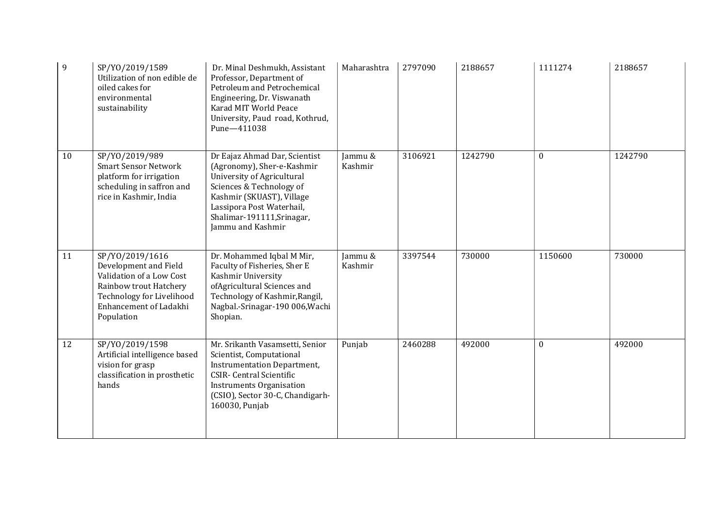| | | | | | | | |
|---|---|---|---|---|---|---|---|
| 9 | SP/YO/2019/1589 Utilization of non edible de oiled cakes for environmental sustainability | Dr. Minal Deshmukh, Assistant Professor, Department of Petroleum and Petrochemical Engineering, Dr. Viswanath Karad MIT World Peace University, Paud road, Kothrud, Pune—411038 | Maharashtra | 2797090 | 2188657 | 1111274 | 2188657 |
| 10 | SP/YO/2019/989 Smart Sensor Network platform for irrigation scheduling in saffron and rice in Kashmir, India | Dr Eajaz Ahmad Dar, Scientist (Agronomy), Sher-e-Kashmir University of Agricultural Sciences & Technology of Kashmir (SKUAST), Village Lassipora Post Waterhail, Shalimar-191111,Srinagar, Jammu and Kashmir | Jammu & Kashmir | 3106921 | 1242790 | 0 | 1242790 |
| 11 | SP/YO/2019/1616 Development and Field Validation of a Low Cost Rainbow trout Hatchery Technology for Livelihood Enhancement of Ladakhi Population | Dr. Mohammed Iqbal M Mir, Faculty of Fisheries, Sher E Kashmir University ofAgricultural Sciences and Technology of Kashmir,Rangil, Nagbal.-Srinagar-190 006,Wachi Shopian. | Jammu & Kashmir | 3397544 | 730000 | 1150600 | 730000 |
| 12 | SP/YO/2019/1598 Artificial intelligence based vision for grasp classification in prosthetic hands | Mr. Srikanth Vasamsetti, Senior Scientist, Computational Instrumentation Department, CSIR- Central Scientific Instruments Organisation (CSIO), Sector 30-C, Chandigarh-160030, Punjab | Punjab | 2460288 | 492000 | 0 | 492000 |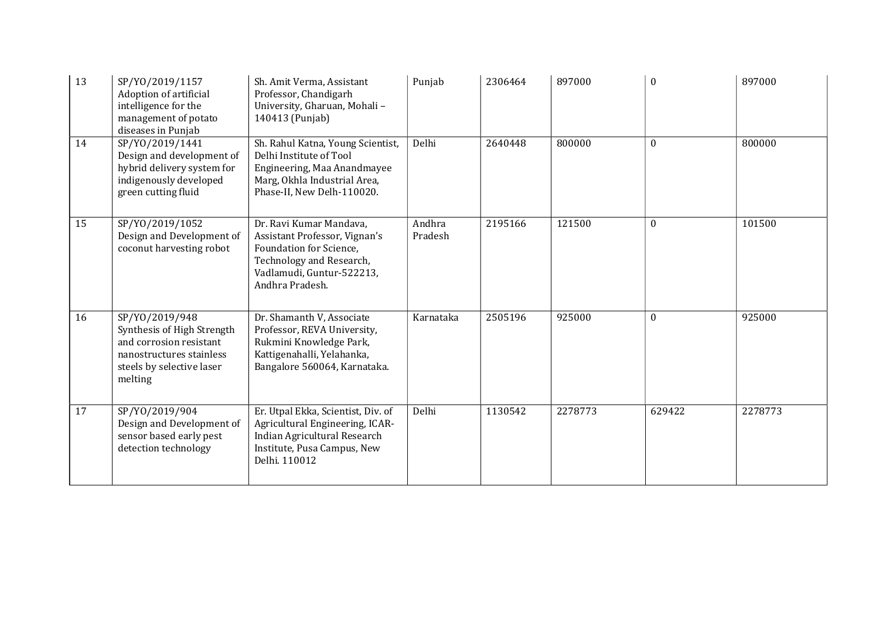| | | | | | | | |
|---|---|---|---|---|---|---|---|
| 13 | SP/YO/2019/1157 Adoption of artificial intelligence for the management of potato diseases in Punjab | Sh. Amit Verma, Assistant Professor, Chandigarh University, Gharuan, Mohali – 140413 (Punjab) | Punjab | 2306464 | 897000 | 0 | 897000 |
| 14 | SP/YO/2019/1441 Design and development of hybrid delivery system for indigenously developed green cutting fluid | Sh. Rahul Katna, Young Scientist, Delhi Institute of Tool Engineering, Maa Anandmayee Marg, Okhla Industrial Area, Phase-II, New Delh-110020. | Delhi | 2640448 | 800000 | 0 | 800000 |
| 15 | SP/YO/2019/1052 Design and Development of coconut harvesting robot | Dr. Ravi Kumar Mandava, Assistant Professor, Vignan's Foundation for Science, Technology and Research, Vadlamudi, Guntur-522213, Andhra Pradesh. | Andhra Pradesh | 2195166 | 121500 | 0 | 101500 |
| 16 | SP/YO/2019/948 Synthesis of High Strength and corrosion resistant nanostructures stainless steels by selective laser melting | Dr. Shamanth V, Associate Professor, REVA University, Rukmini Knowledge Park, Kattigenahalli, Yelahanka, Bangalore 560064, Karnataka. | Karnataka | 2505196 | 925000 | 0 | 925000 |
| 17 | SP/YO/2019/904 Design and Development of sensor based early pest detection technology | Er. Utpal Ekka, Scientist, Div. of Agricultural Engineering, ICAR-Indian Agricultural Research Institute, Pusa Campus, New Delhi. 110012 | Delhi | 1130542 | 2278773 | 629422 | 2278773 |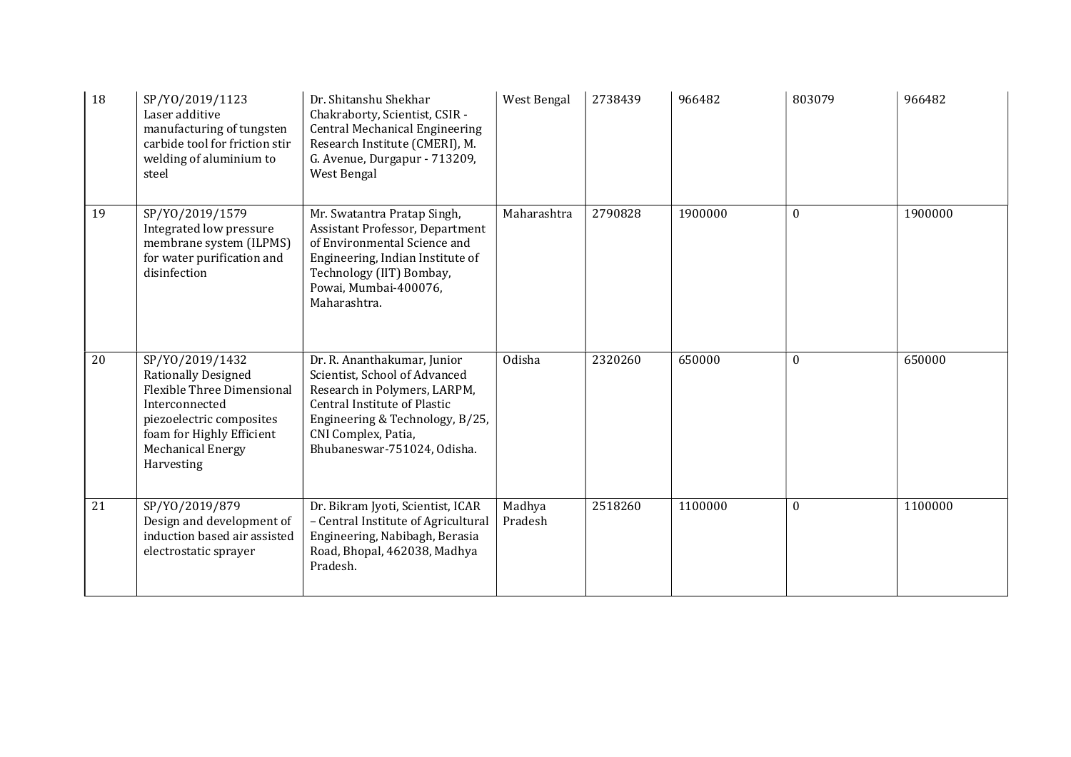| 18 | SP/YO/2019/1123 Laser additive manufacturing of tungsten carbide tool for friction stir welding of aluminium to steel | Dr. Shitanshu Shekhar Chakraborty, Scientist, CSIR - Central Mechanical Engineering Research Institute (CMERI), M. G. Avenue, Durgapur - 713209, West Bengal | West Bengal | 2738439 | 966482 | 803079 | 966482 |
|---|---|---|---|---|---|---|---|
| 19 | SP/YO/2019/1579 Integrated low pressure membrane system (ILPMS) for water purification and disinfection | Mr. Swatantra Pratap Singh, Assistant Professor, Department of Environmental Science and Engineering, Indian Institute of Technology (IIT) Bombay, Powai, Mumbai-400076, Maharashtra. | Maharashtra | 2790828 | 1900000 | 0 | 1900000 |
| 20 | SP/YO/2019/1432 Rationally Designed Flexible Three Dimensional Interconnected piezoelectric composites foam for Highly Efficient Mechanical Energy Harvesting | Dr. R. Ananthakumar, Junior Scientist, School of Advanced Research in Polymers, LARPM, Central Institute of Plastic Engineering & Technology, B/25, CNI Complex, Patia, Bhubaneswar-751024, Odisha. | Odisha | 2320260 | 650000 | 0 | 650000 |
| 21 | SP/YO/2019/879 Design and development of induction based air assisted electrostatic sprayer | Dr. Bikram Jyoti, Scientist, ICAR – Central Institute of Agricultural Engineering, Nabibagh, Berasia Road, Bhopal, 462038, Madhya Pradesh. | Madhya Pradesh | 2518260 | 1100000 | 0 | 1100000 |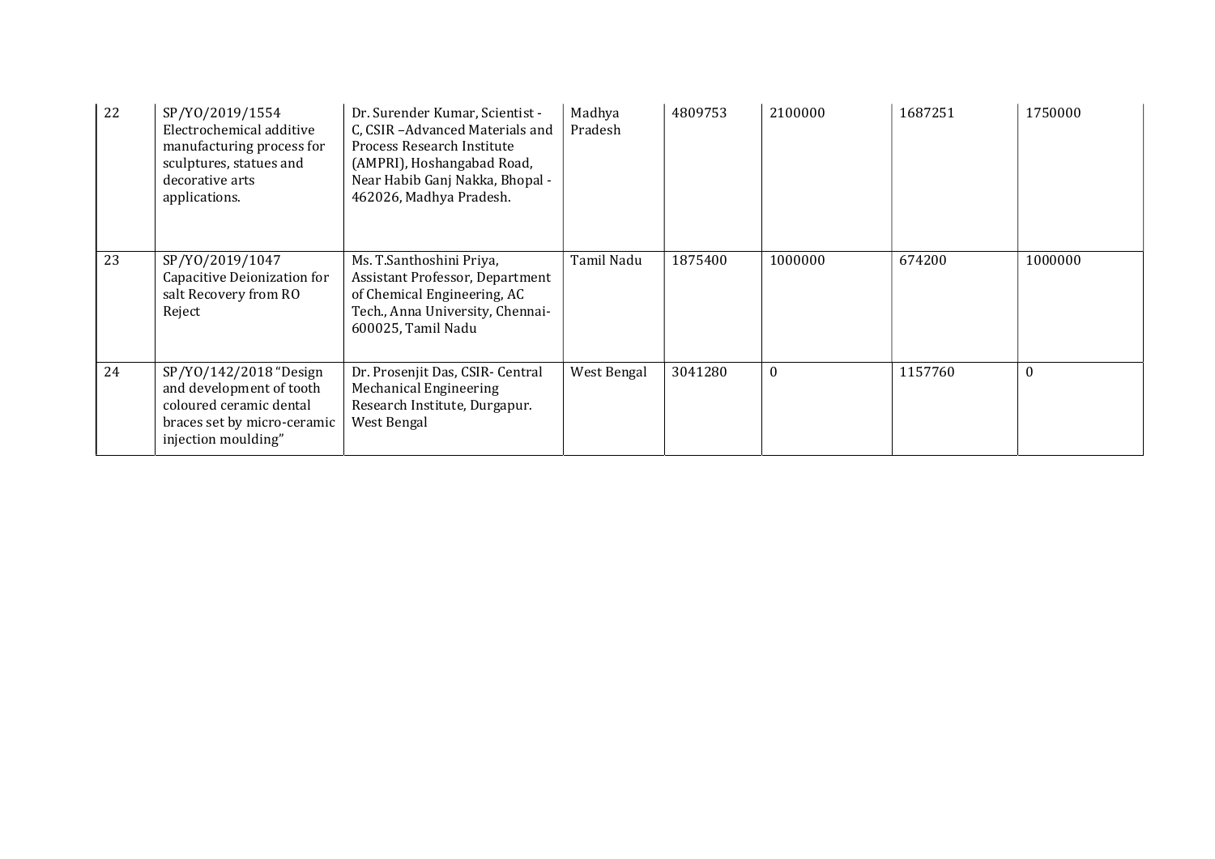| | | | | | | | |
|---|---|---|---|---|---|---|---|
| 22 | SP/YO/2019/1554 Electrochemical additive manufacturing process for sculptures, statues and decorative arts applications. | Dr. Surender Kumar, Scientist - C, CSIR –Advanced Materials and Process Research Institute (AMPRI), Hoshangabad Road, Near Habib Ganj Nakka, Bhopal - 462026, Madhya Pradesh. | Madhya Pradesh | 4809753 | 2100000 | 1687251 | 1750000 |
| 23 | SP/YO/2019/1047 Capacitive Deionization for salt Recovery from RO Reject | Ms. T.Santhoshini Priya, Assistant Professor, Department of Chemical Engineering, AC Tech., Anna University, Chennai-600025, Tamil Nadu | Tamil Nadu | 1875400 | 1000000 | 674200 | 1000000 |
| 24 | SP/YO/142/2018 "Design and development of tooth coloured ceramic dental braces set by micro-ceramic injection moulding" | Dr. Prosenjit Das, CSIR- Central Mechanical Engineering Research Institute, Durgapur. West Bengal | West Bengal | 3041280 | 0 | 1157760 | 0 |